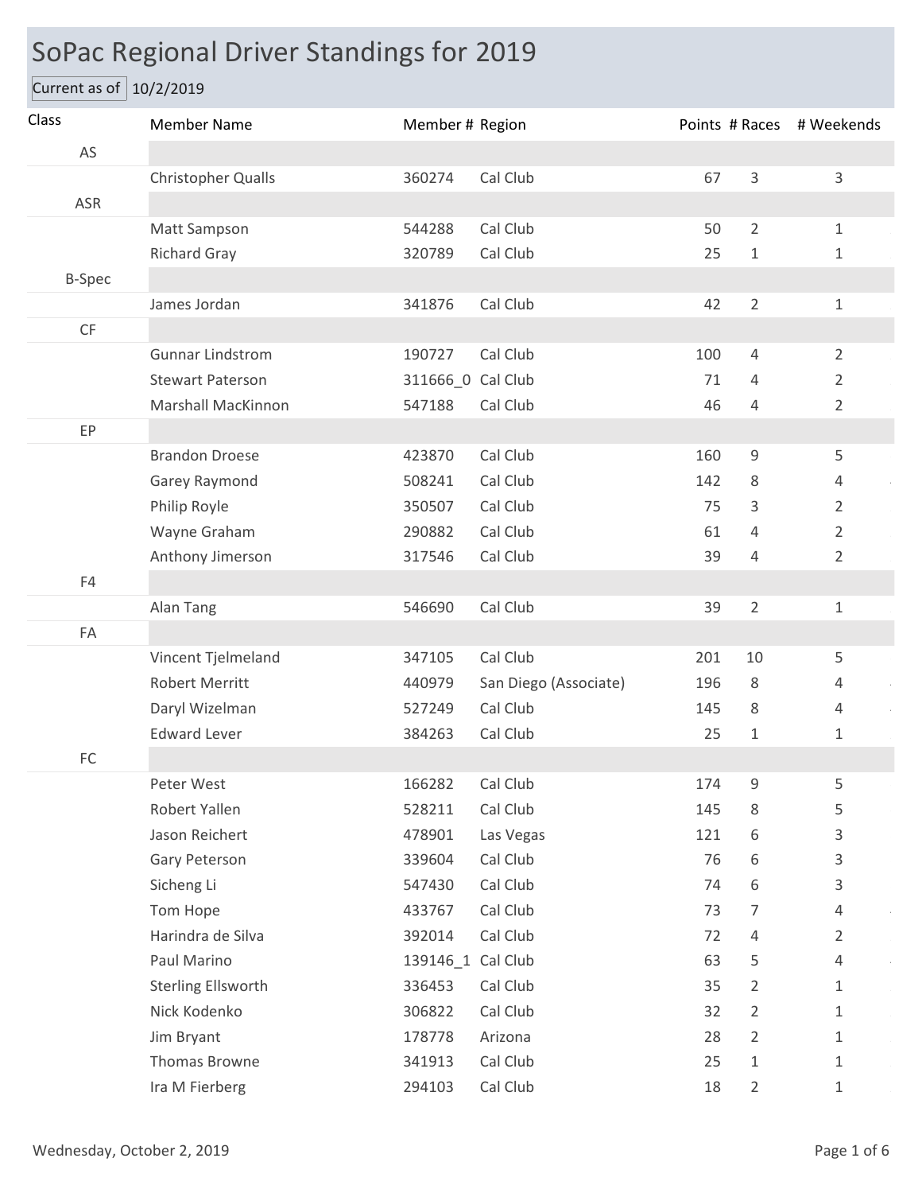# SoPac Regional Driver Standings for 2019

Current as of 10/2/2019

| Class | Member Name | Member # | Region | Points | # Races | # Weekends |
|---|---|---|---|---|---|---|
| AS | | | | | | |
| | Christopher Qualls | 360274 | Cal Club | 67 | 3 | 3 |
| ASR | | | | | | |
| | Matt Sampson | 544288 | Cal Club | 50 | 2 | 1 |
| | Richard Gray | 320789 | Cal Club | 25 | 1 | 1 |
| B-Spec | | | | | | |
| | James Jordan | 341876 | Cal Club | 42 | 2 | 1 |
| CF | | | | | | |
| | Gunnar Lindstrom | 190727 | Cal Club | 100 | 4 | 2 |
| | Stewart Paterson | 311666_0 | Cal Club | 71 | 4 | 2 |
| | Marshall MacKinnon | 547188 | Cal Club | 46 | 4 | 2 |
| EP | | | | | | |
| | Brandon Droese | 423870 | Cal Club | 160 | 9 | 5 |
| | Garey Raymond | 508241 | Cal Club | 142 | 8 | 4 |
| | Philip Royle | 350507 | Cal Club | 75 | 3 | 2 |
| | Wayne Graham | 290882 | Cal Club | 61 | 4 | 2 |
| | Anthony Jimerson | 317546 | Cal Club | 39 | 4 | 2 |
| F4 | | | | | | |
| | Alan Tang | 546690 | Cal Club | 39 | 2 | 1 |
| FA | | | | | | |
| | Vincent Tjelmeland | 347105 | Cal Club | 201 | 10 | 5 |
| | Robert Merritt | 440979 | San Diego (Associate) | 196 | 8 | 4 |
| | Daryl Wizelman | 527249 | Cal Club | 145 | 8 | 4 |
| | Edward Lever | 384263 | Cal Club | 25 | 1 | 1 |
| FC | | | | | | |
| | Peter West | 166282 | Cal Club | 174 | 9 | 5 |
| | Robert Yallen | 528211 | Cal Club | 145 | 8 | 5 |
| | Jason Reichert | 478901 | Las Vegas | 121 | 6 | 3 |
| | Gary Peterson | 339604 | Cal Club | 76 | 6 | 3 |
| | Sicheng Li | 547430 | Cal Club | 74 | 6 | 3 |
| | Tom Hope | 433767 | Cal Club | 73 | 7 | 4 |
| | Harindra de Silva | 392014 | Cal Club | 72 | 4 | 2 |
| | Paul Marino | 139146_1 | Cal Club | 63 | 5 | 4 |
| | Sterling Ellsworth | 336453 | Cal Club | 35 | 2 | 1 |
| | Nick Kodenko | 306822 | Cal Club | 32 | 2 | 1 |
| | Jim Bryant | 178778 | Arizona | 28 | 2 | 1 |
| | Thomas Browne | 341913 | Cal Club | 25 | 1 | 1 |
| | Ira M Fierberg | 294103 | Cal Club | 18 | 2 | 1 |

Wednesday, October 2, 2019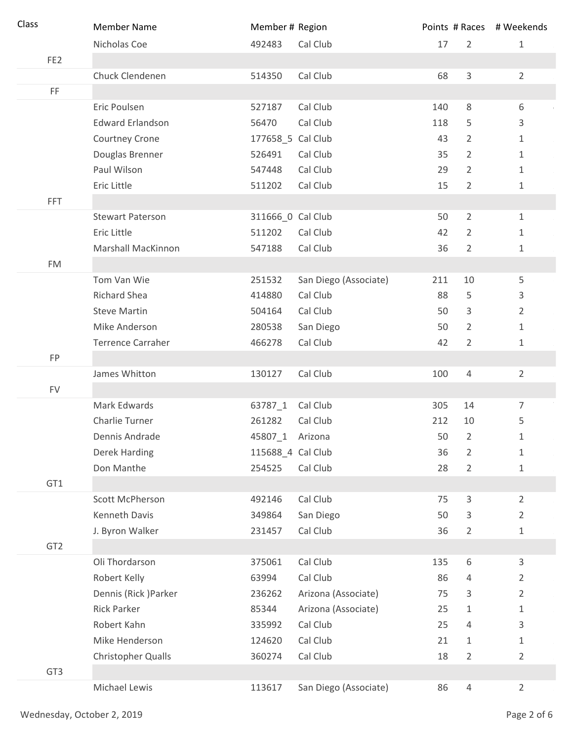| Class | Member Name | Member # | Region | Points | # Races | # Weekends |
|---|---|---|---|---|---|---|
| | Nicholas Coe | 492483 | Cal Club | 17 | 2 | 1 |
| FE2 | | | | | | |
| | Chuck Clendenen | 514350 | Cal Club | 68 | 3 | 2 |
| FF | | | | | | |
| | Eric Poulsen | 527187 | Cal Club | 140 | 8 | 6 |
| | Edward Erlandson | 56470 | Cal Club | 118 | 5 | 3 |
| | Courtney Crone | 177658_5 | Cal Club | 43 | 2 | 1 |
| | Douglas Brenner | 526491 | Cal Club | 35 | 2 | 1 |
| | Paul Wilson | 547448 | Cal Club | 29 | 2 | 1 |
| | Eric Little | 511202 | Cal Club | 15 | 2 | 1 |
| FFT | | | | | | |
| | Stewart Paterson | 311666_0 | Cal Club | 50 | 2 | 1 |
| | Eric Little | 511202 | Cal Club | 42 | 2 | 1 |
| | Marshall MacKinnon | 547188 | Cal Club | 36 | 2 | 1 |
| FM | | | | | | |
| | Tom Van Wie | 251532 | San Diego (Associate) | 211 | 10 | 5 |
| | Richard Shea | 414880 | Cal Club | 88 | 5 | 3 |
| | Steve Martin | 504164 | Cal Club | 50 | 3 | 2 |
| | Mike Anderson | 280538 | San Diego | 50 | 2 | 1 |
| | Terrence Carraher | 466278 | Cal Club | 42 | 2 | 1 |
| FP | | | | | | |
| | James Whitton | 130127 | Cal Club | 100 | 4 | 2 |
| FV | | | | | | |
| | Mark Edwards | 63787_1 | Cal Club | 305 | 14 | 7 |
| | Charlie Turner | 261282 | Cal Club | 212 | 10 | 5 |
| | Dennis Andrade | 45807_1 | Arizona | 50 | 2 | 1 |
| | Derek Harding | 115688_4 | Cal Club | 36 | 2 | 1 |
| | Don Manthe | 254525 | Cal Club | 28 | 2 | 1 |
| GT1 | | | | | | |
| | Scott McPherson | 492146 | Cal Club | 75 | 3 | 2 |
| | Kenneth Davis | 349864 | San Diego | 50 | 3 | 2 |
| | J. Byron Walker | 231457 | Cal Club | 36 | 2 | 1 |
| GT2 | | | | | | |
| | Oli Thordarson | 375061 | Cal Club | 135 | 6 | 3 |
| | Robert Kelly | 63994 | Cal Club | 86 | 4 | 2 |
| | Dennis (Rick )Parker | 236262 | Arizona (Associate) | 75 | 3 | 2 |
| | Rick Parker | 85344 | Arizona (Associate) | 25 | 1 | 1 |
| | Robert Kahn | 335992 | Cal Club | 25 | 4 | 3 |
| | Mike Henderson | 124620 | Cal Club | 21 | 1 | 1 |
| | Christopher Qualls | 360274 | Cal Club | 18 | 2 | 2 |
| GT3 | | | | | | |
| | Michael Lewis | 113617 | San Diego (Associate) | 86 | 4 | 2 |

Wednesday, October 2, 2019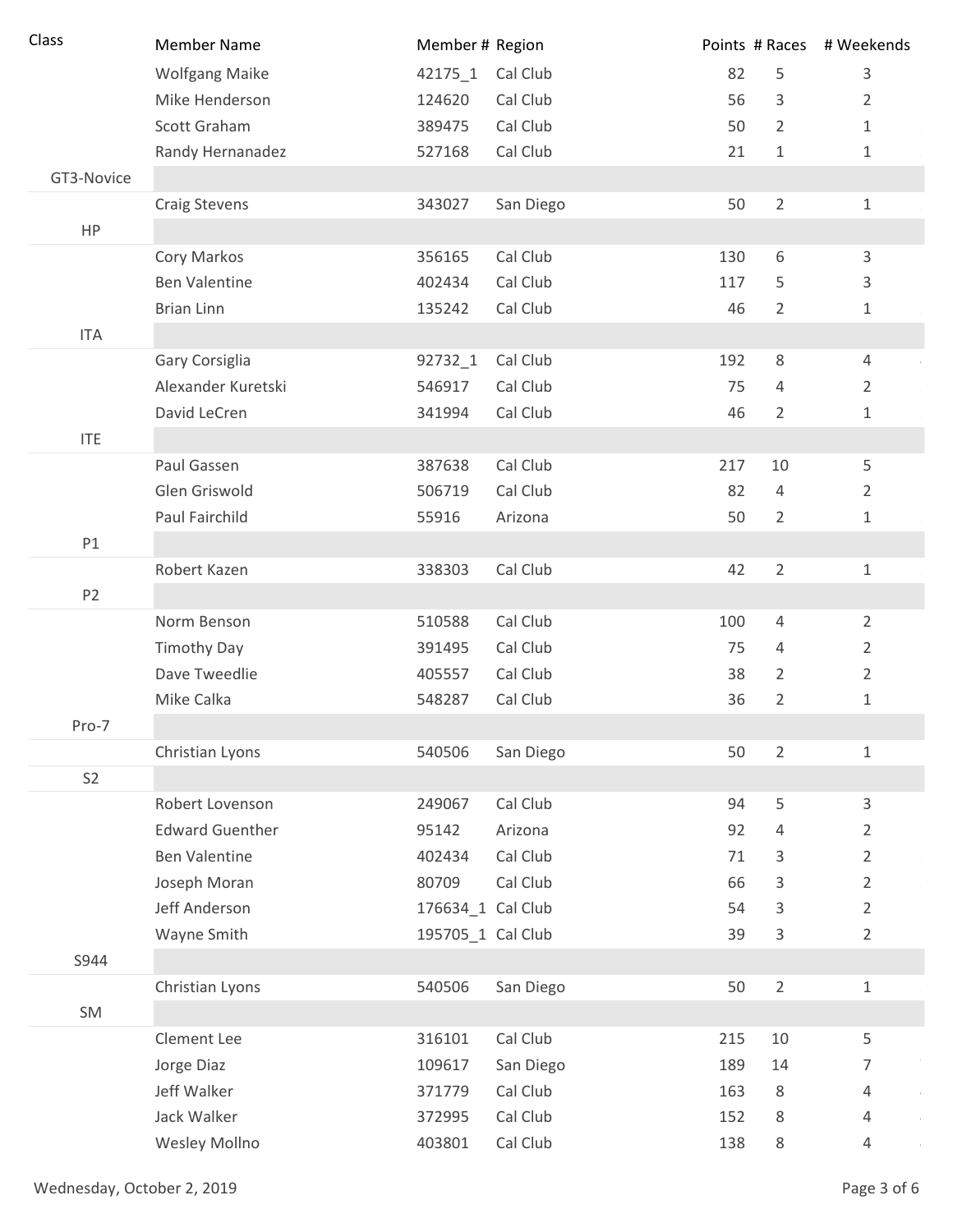| Class | Member Name | Member # | Region | Points | # Races | # Weekends |
|---|---|---|---|---|---|---|
| | Wolfgang Maike | 42175_1 | Cal Club | 82 | 5 | 3 |
| | Mike Henderson | 124620 | Cal Club | 56 | 3 | 2 |
| | Scott Graham | 389475 | Cal Club | 50 | 2 | 1 |
| | Randy Hernanadez | 527168 | Cal Club | 21 | 1 | 1 |
| GT3-Novice | | | | | | |
| | Craig Stevens | 343027 | San Diego | 50 | 2 | 1 |
| HP | | | | | | |
| | Cory Markos | 356165 | Cal Club | 130 | 6 | 3 |
| | Ben Valentine | 402434 | Cal Club | 117 | 5 | 3 |
| | Brian Linn | 135242 | Cal Club | 46 | 2 | 1 |
| ITA | | | | | | |
| | Gary Corsiglia | 92732_1 | Cal Club | 192 | 8 | 4 |
| | Alexander Kuretski | 546917 | Cal Club | 75 | 4 | 2 |
| | David LeCren | 341994 | Cal Club | 46 | 2 | 1 |
| ITE | | | | | | |
| | Paul Gassen | 387638 | Cal Club | 217 | 10 | 5 |
| | Glen Griswold | 506719 | Cal Club | 82 | 4 | 2 |
| | Paul Fairchild | 55916 | Arizona | 50 | 2 | 1 |
| P1 | | | | | | |
| | Robert Kazen | 338303 | Cal Club | 42 | 2 | 1 |
| P2 | | | | | | |
| | Norm Benson | 510588 | Cal Club | 100 | 4 | 2 |
| | Timothy Day | 391495 | Cal Club | 75 | 4 | 2 |
| | Dave Tweedlie | 405557 | Cal Club | 38 | 2 | 2 |
| | Mike Calka | 548287 | Cal Club | 36 | 2 | 1 |
| Pro-7 | | | | | | |
| | Christian Lyons | 540506 | San Diego | 50 | 2 | 1 |
| S2 | | | | | | |
| | Robert Lovenson | 249067 | Cal Club | 94 | 5 | 3 |
| | Edward Guenther | 95142 | Arizona | 92 | 4 | 2 |
| | Ben Valentine | 402434 | Cal Club | 71 | 3 | 2 |
| | Joseph Moran | 80709 | Cal Club | 66 | 3 | 2 |
| | Jeff Anderson | 176634_1 | Cal Club | 54 | 3 | 2 |
| | Wayne Smith | 195705_1 | Cal Club | 39 | 3 | 2 |
| S944 | | | | | | |
| | Christian Lyons | 540506 | San Diego | 50 | 2 | 1 |
| SM | | | | | | |
| | Clement Lee | 316101 | Cal Club | 215 | 10 | 5 |
| | Jorge Diaz | 109617 | San Diego | 189 | 14 | 7 |
| | Jeff Walker | 371779 | Cal Club | 163 | 8 | 4 |
| | Jack Walker | 372995 | Cal Club | 152 | 8 | 4 |
| | Wesley Mollno | 403801 | Cal Club | 138 | 8 | 4 |

Wednesday, October 2, 2019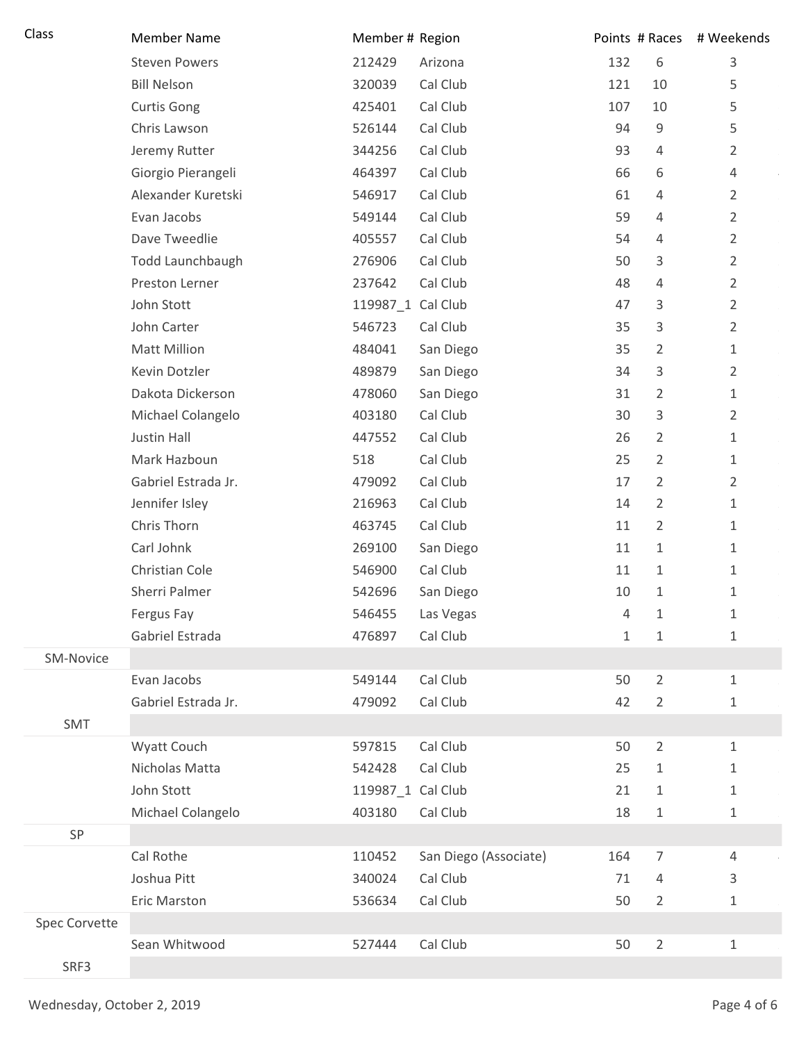| Class | Member Name | Member # | Region | Points | # Races | # Weekends |
|---|---|---|---|---|---|---|
| | Steven Powers | 212429 | Arizona | 132 | 6 | 3 |
| | Bill Nelson | 320039 | Cal Club | 121 | 10 | 5 |
| | Curtis Gong | 425401 | Cal Club | 107 | 10 | 5 |
| | Chris Lawson | 526144 | Cal Club | 94 | 9 | 5 |
| | Jeremy Rutter | 344256 | Cal Club | 93 | 4 | 2 |
| | Giorgio Pierangeli | 464397 | Cal Club | 66 | 6 | 4 |
| | Alexander Kuretski | 546917 | Cal Club | 61 | 4 | 2 |
| | Evan Jacobs | 549144 | Cal Club | 59 | 4 | 2 |
| | Dave Tweedlie | 405557 | Cal Club | 54 | 4 | 2 |
| | Todd Launchbaugh | 276906 | Cal Club | 50 | 3 | 2 |
| | Preston Lerner | 237642 | Cal Club | 48 | 4 | 2 |
| | John Stott | 119987_1 | Cal Club | 47 | 3 | 2 |
| | John Carter | 546723 | Cal Club | 35 | 3 | 2 |
| | Matt Million | 484041 | San Diego | 35 | 2 | 1 |
| | Kevin Dotzler | 489879 | San Diego | 34 | 3 | 2 |
| | Dakota Dickerson | 478060 | San Diego | 31 | 2 | 1 |
| | Michael Colangelo | 403180 | Cal Club | 30 | 3 | 2 |
| | Justin Hall | 447552 | Cal Club | 26 | 2 | 1 |
| | Mark Hazboun | 518 | Cal Club | 25 | 2 | 1 |
| | Gabriel Estrada Jr. | 479092 | Cal Club | 17 | 2 | 2 |
| | Jennifer Isley | 216963 | Cal Club | 14 | 2 | 1 |
| | Chris Thorn | 463745 | Cal Club | 11 | 2 | 1 |
| | Carl Johnk | 269100 | San Diego | 11 | 1 | 1 |
| | Christian Cole | 546900 | Cal Club | 11 | 1 | 1 |
| | Sherri Palmer | 542696 | San Diego | 10 | 1 | 1 |
| | Fergus Fay | 546455 | Las Vegas | 4 | 1 | 1 |
| | Gabriel Estrada | 476897 | Cal Club | 1 | 1 | 1 |
| SM-Novice | | | | | | |
| | Evan Jacobs | 549144 | Cal Club | 50 | 2 | 1 |
| | Gabriel Estrada Jr. | 479092 | Cal Club | 42 | 2 | 1 |
| SMT | | | | | | |
| | Wyatt Couch | 597815 | Cal Club | 50 | 2 | 1 |
| | Nicholas Matta | 542428 | Cal Club | 25 | 1 | 1 |
| | John Stott | 119987_1 | Cal Club | 21 | 1 | 1 |
| | Michael Colangelo | 403180 | Cal Club | 18 | 1 | 1 |
| SP | | | | | | |
| | Cal Rothe | 110452 | San Diego (Associate) | 164 | 7 | 4 |
| | Joshua Pitt | 340024 | Cal Club | 71 | 4 | 3 |
| | Eric Marston | 536634 | Cal Club | 50 | 2 | 1 |
| Spec Corvette | | | | | | |
| | Sean Whitwood | 527444 | Cal Club | 50 | 2 | 1 |
| SRF3 | | | | | | |

Wednesday, October 2, 2019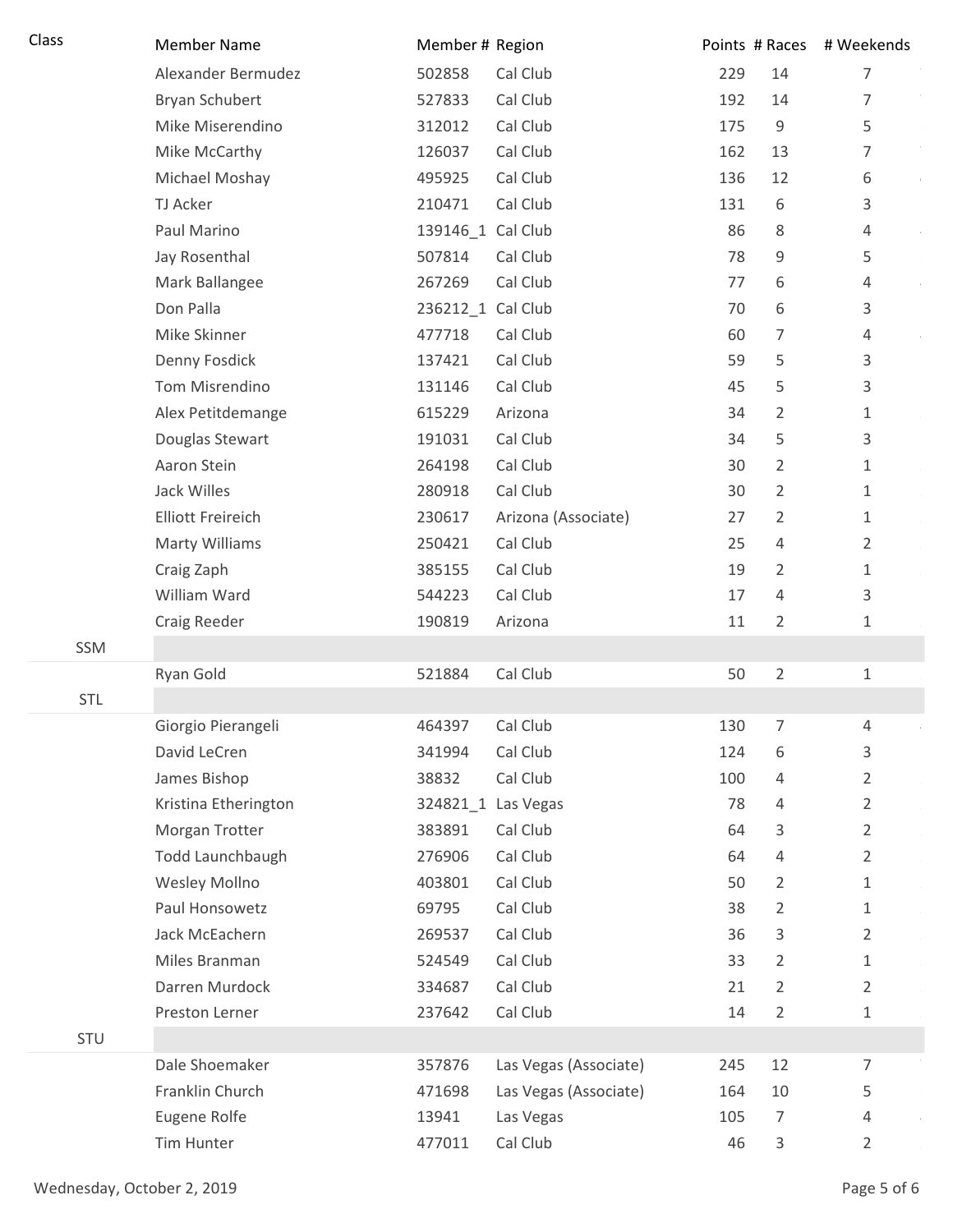| Class | Member Name | Member # | Region | Points | # Races | # Weekends |
|---|---|---|---|---|---|---|
| | Alexander Bermudez | 502858 | Cal Club | 229 | 14 | 7 |
| | Bryan Schubert | 527833 | Cal Club | 192 | 14 | 7 |
| | Mike Miserendino | 312012 | Cal Club | 175 | 9 | 5 |
| | Mike McCarthy | 126037 | Cal Club | 162 | 13 | 7 |
| | Michael Moshay | 495925 | Cal Club | 136 | 12 | 6 |
| | TJ Acker | 210471 | Cal Club | 131 | 6 | 3 |
| | Paul Marino | 139146_1 | Cal Club | 86 | 8 | 4 |
| | Jay Rosenthal | 507814 | Cal Club | 78 | 9 | 5 |
| | Mark Ballangee | 267269 | Cal Club | 77 | 6 | 4 |
| | Don Palla | 236212_1 | Cal Club | 70 | 6 | 3 |
| | Mike Skinner | 477718 | Cal Club | 60 | 7 | 4 |
| | Denny Fosdick | 137421 | Cal Club | 59 | 5 | 3 |
| | Tom Misrendino | 131146 | Cal Club | 45 | 5 | 3 |
| | Alex Petitdemange | 615229 | Arizona | 34 | 2 | 1 |
| | Douglas Stewart | 191031 | Cal Club | 34 | 5 | 3 |
| | Aaron Stein | 264198 | Cal Club | 30 | 2 | 1 |
| | Jack Willes | 280918 | Cal Club | 30 | 2 | 1 |
| | Elliott Freireich | 230617 | Arizona (Associate) | 27 | 2 | 1 |
| | Marty Williams | 250421 | Cal Club | 25 | 4 | 2 |
| | Craig Zaph | 385155 | Cal Club | 19 | 2 | 1 |
| | William Ward | 544223 | Cal Club | 17 | 4 | 3 |
| | Craig Reeder | 190819 | Arizona | 11 | 2 | 1 |
| SSM | | | | | | |
| | Ryan Gold | 521884 | Cal Club | 50 | 2 | 1 |
| STL | | | | | | |
| | Giorgio Pierangeli | 464397 | Cal Club | 130 | 7 | 4 |
| | David LeCren | 341994 | Cal Club | 124 | 6 | 3 |
| | James Bishop | 38832 | Cal Club | 100 | 4 | 2 |
| | Kristina Etherington | 324821_1 | Las Vegas | 78 | 4 | 2 |
| | Morgan Trotter | 383891 | Cal Club | 64 | 3 | 2 |
| | Todd Launchbaugh | 276906 | Cal Club | 64 | 4 | 2 |
| | Wesley Mollno | 403801 | Cal Club | 50 | 2 | 1 |
| | Paul Honsowetz | 69795 | Cal Club | 38 | 2 | 1 |
| | Jack McEachern | 269537 | Cal Club | 36 | 3 | 2 |
| | Miles Branman | 524549 | Cal Club | 33 | 2 | 1 |
| | Darren Murdock | 334687 | Cal Club | 21 | 2 | 2 |
| | Preston Lerner | 237642 | Cal Club | 14 | 2 | 1 |
| STU | | | | | | |
| | Dale Shoemaker | 357876 | Las Vegas (Associate) | 245 | 12 | 7 |
| | Franklin Church | 471698 | Las Vegas (Associate) | 164 | 10 | 5 |
| | Eugene Rolfe | 13941 | Las Vegas | 105 | 7 | 4 |
| | Tim Hunter | 477011 | Cal Club | 46 | 3 | 2 |

Wednesday, October 2, 2019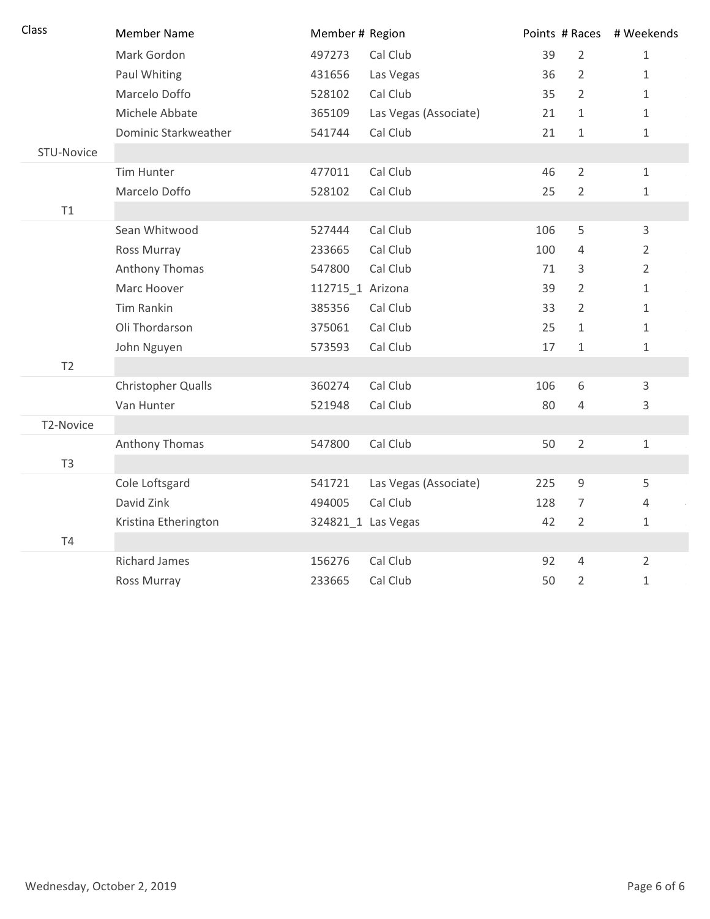| Class | Member Name | Member # | Region | Points | # Races | # Weekends |
|---|---|---|---|---|---|---|
| | Mark Gordon | 497273 | Cal Club | 39 | 2 | 1 |
| | Paul Whiting | 431656 | Las Vegas | 36 | 2 | 1 |
| | Marcelo Doffo | 528102 | Cal Club | 35 | 2 | 1 |
| | Michele Abbate | 365109 | Las Vegas (Associate) | 21 | 1 | 1 |
| | Dominic Starkweather | 541744 | Cal Club | 21 | 1 | 1 |
| STU-Novice | | | | | | |
| | Tim Hunter | 477011 | Cal Club | 46 | 2 | 1 |
| | Marcelo Doffo | 528102 | Cal Club | 25 | 2 | 1 |
| T1 | | | | | | |
| | Sean Whitwood | 527444 | Cal Club | 106 | 5 | 3 |
| | Ross Murray | 233665 | Cal Club | 100 | 4 | 2 |
| | Anthony Thomas | 547800 | Cal Club | 71 | 3 | 2 |
| | Marc Hoover | 112715_1 | Arizona | 39 | 2 | 1 |
| | Tim Rankin | 385356 | Cal Club | 33 | 2 | 1 |
| | Oli Thordarson | 375061 | Cal Club | 25 | 1 | 1 |
| | John Nguyen | 573593 | Cal Club | 17 | 1 | 1 |
| T2 | | | | | | |
| | Christopher Qualls | 360274 | Cal Club | 106 | 6 | 3 |
| | Van Hunter | 521948 | Cal Club | 80 | 4 | 3 |
| T2-Novice | | | | | | |
| | Anthony Thomas | 547800 | Cal Club | 50 | 2 | 1 |
| T3 | | | | | | |
| | Cole Loftsgard | 541721 | Las Vegas (Associate) | 225 | 9 | 5 |
| | David Zink | 494005 | Cal Club | 128 | 7 | 4 |
| | Kristina Etherington | 324821_1 | Las Vegas | 42 | 2 | 1 |
| T4 | | | | | | |
| | Richard James | 156276 | Cal Club | 92 | 4 | 2 |
| | Ross Murray | 233665 | Cal Club | 50 | 2 | 1 |

Wednesday, October 2, 2019